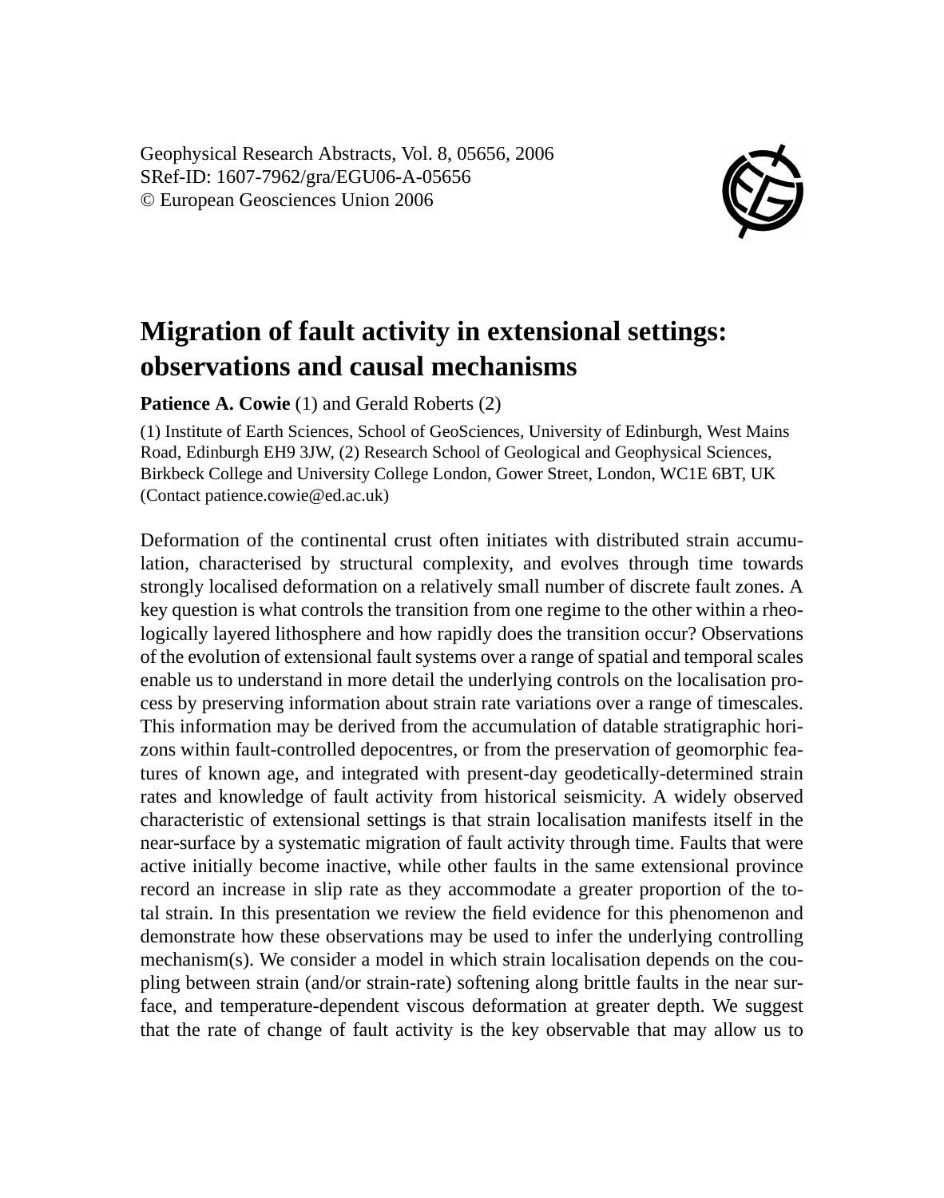Geophysical Research Abstracts, Vol. 8, 05656, 2006
SRef-ID: 1607-7962/gra/EGU06-A-05656
© European Geosciences Union 2006

# Migration of fault activity in extensional settings: observations and causal mechanisms

**Patience A. Cowie** (1) and Gerald Roberts (2)

(1) Institute of Earth Sciences, School of GeoSciences, University of Edinburgh, West Mains Road, Edinburgh EH9 3JW, (2) Research School of Geological and Geophysical Sciences, Birkbeck College and University College London, Gower Street, London, WC1E 6BT, UK (Contact patience.cowie@ed.ac.uk)

Deformation of the continental crust often initiates with distributed strain accumulation, characterised by structural complexity, and evolves through time towards strongly localised deformation on a relatively small number of discrete fault zones. A key question is what controls the transition from one regime to the other within a rheologically layered lithosphere and how rapidly does the transition occur? Observations of the evolution of extensional fault systems over a range of spatial and temporal scales enable us to understand in more detail the underlying controls on the localisation process by preserving information about strain rate variations over a range of timescales. This information may be derived from the accumulation of datable stratigraphic horizons within fault-controlled depocentres, or from the preservation of geomorphic features of known age, and integrated with present-day geodetically-determined strain rates and knowledge of fault activity from historical seismicity. A widely observed characteristic of extensional settings is that strain localisation manifests itself in the near-surface by a systematic migration of fault activity through time. Faults that were active initially become inactive, while other faults in the same extensional province record an increase in slip rate as they accommodate a greater proportion of the total strain. In this presentation we review the field evidence for this phenomenon and demonstrate how these observations may be used to infer the underlying controlling mechanism(s). We consider a model in which strain localisation depends on the coupling between strain (and/or strain-rate) softening along brittle faults in the near surface, and temperature-dependent viscous deformation at greater depth. We suggest that the rate of change of fault activity is the key observable that may allow us to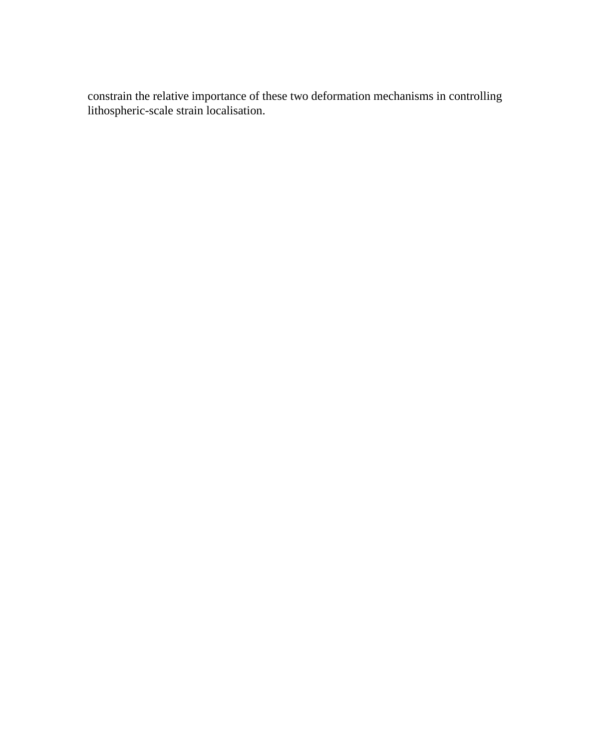constrain the relative importance of these two deformation mechanisms in controlling lithospheric-scale strain localisation.